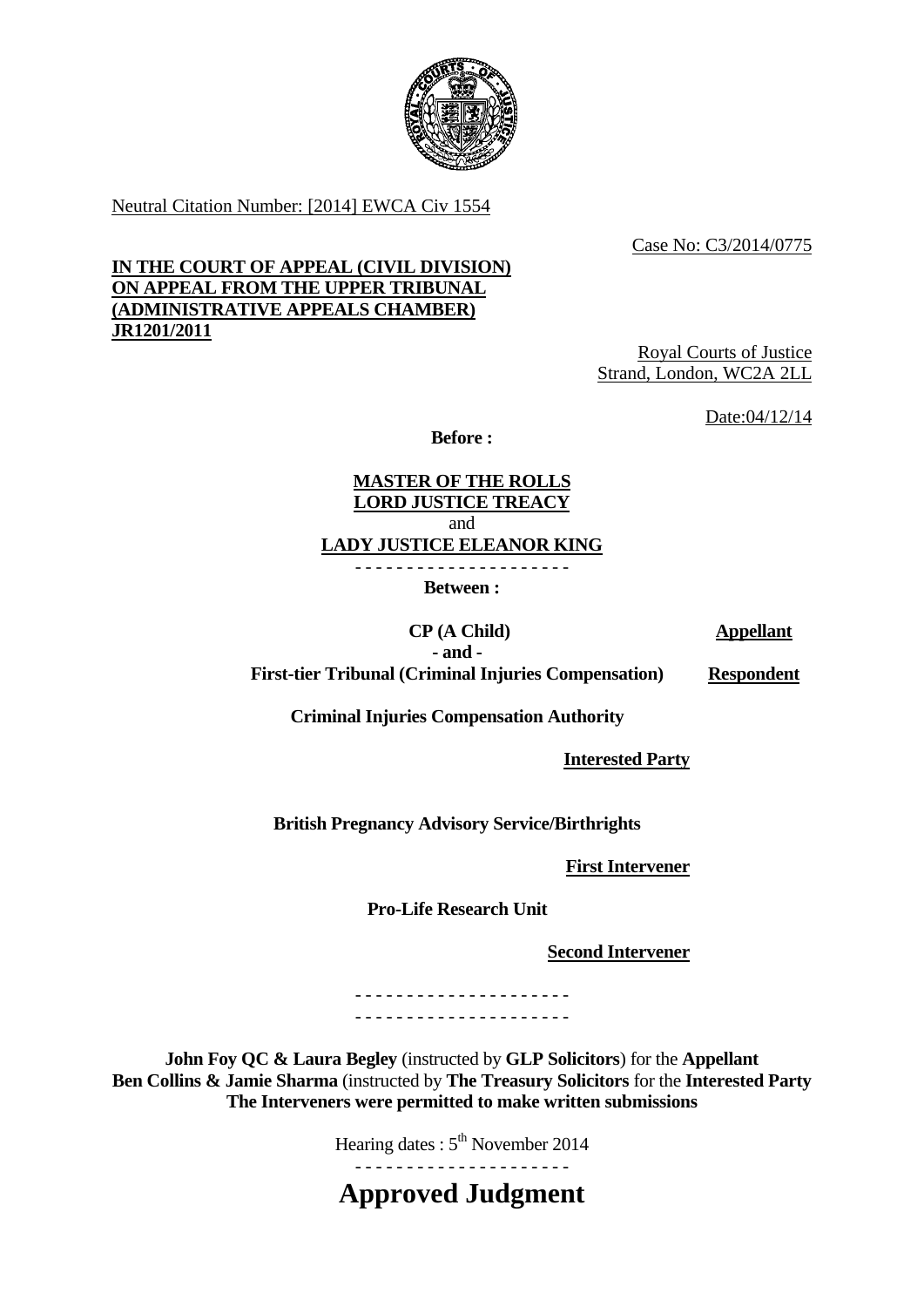Neutral Citation Number: [2014] EWCA Civ 1554

Case No: C3/2014/0775

**IN THE COURT OF APPEAL (CIVIL DIVISION)**
**ON APPEAL FROM THE UPPER TRIBUNAL**
**(ADMINISTRATIVE APPEALS CHAMBER)**
**JR1201/2011**

Royal Courts of Justice
Strand, London, WC2A 2LL

Date:04/12/14

**Before :**

**MASTER OF THE ROLLS**
**LORD JUSTICE TREACY**
and
**LADY JUSTICE ELEANOR KING**

- - - - - - - - - - - - - - - - - - - - -

**Between :**

| | |
|---|---|
| **CP (A Child)** | **Appellant** |
| **- and -** | |
| **First-tier Tribunal (Criminal Injuries Compensation)** | **Respondent** |
| **Criminal Injuries Compensation Authority** | |
| | **Interested Party** |
| **British Pregnancy Advisory Service/Birthrights** | |
| | **First Intervener** |
| **Pro-Life Research Unit** | |
| | **Second Intervener** |

- - - - - - - - - - - - - - - - - - - - -
- - - - - - - - - - - - - - - - - - - - -

**John Foy QC & Laura Begley** (instructed by **GLP Solicitors**) for the **Appellant**
**Ben Collins & Jamie Sharma** (instructed by **The Treasury Solicitors** for the **Interested Party**
**The Interveners were permitted to make written submissions**

Hearing dates : 5th November 2014

- - - - - - - - - - - - - - - - - - - - -

# Approved Judgment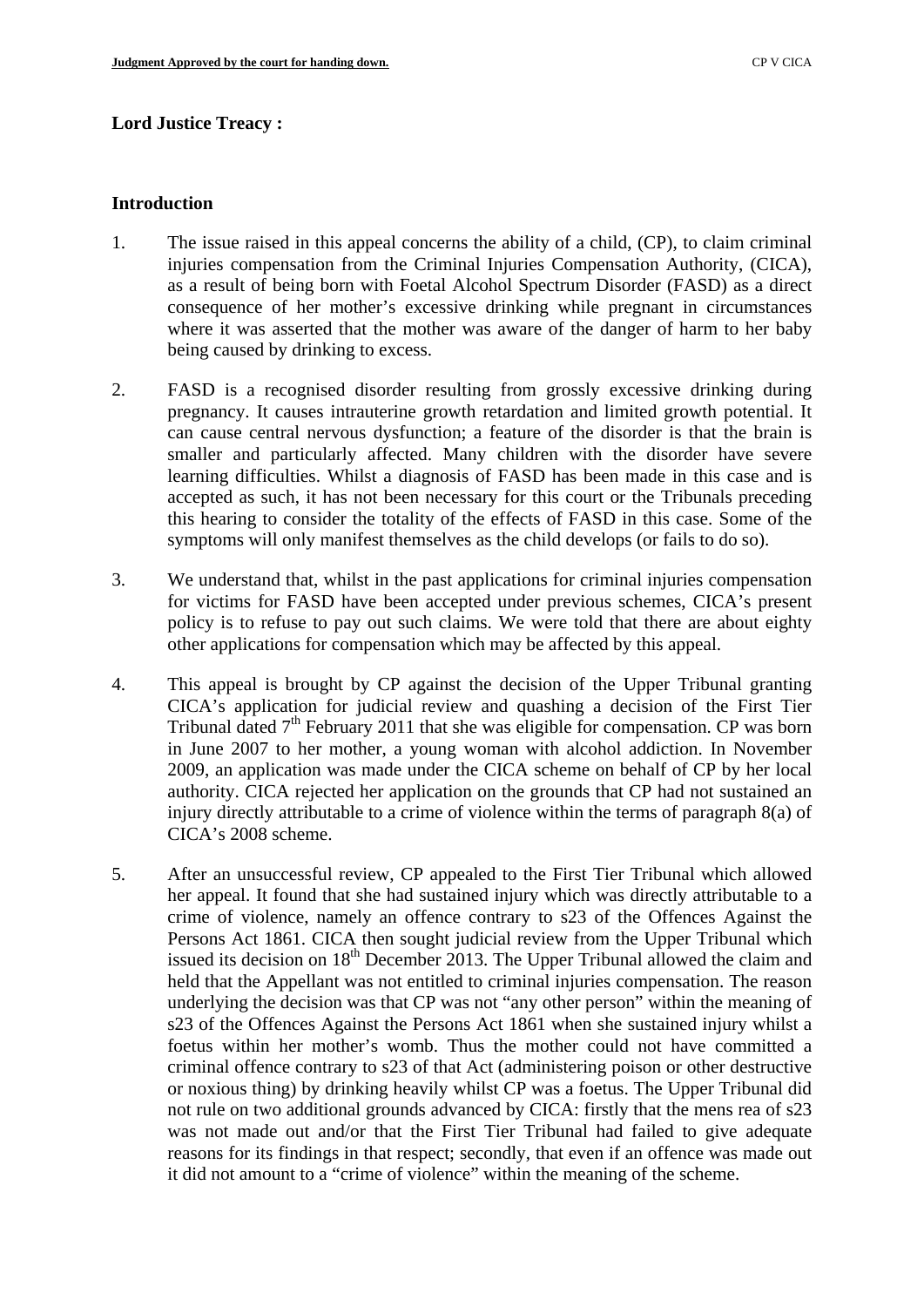**Lord Justice Treacy :**

**Introduction**

1. The issue raised in this appeal concerns the ability of a child, (CP), to claim criminal injuries compensation from the Criminal Injuries Compensation Authority, (CICA), as a result of being born with Foetal Alcohol Spectrum Disorder (FASD) as a direct consequence of her mother's excessive drinking while pregnant in circumstances where it was asserted that the mother was aware of the danger of harm to her baby being caused by drinking to excess.

2. FASD is a recognised disorder resulting from grossly excessive drinking during pregnancy. It causes intrauterine growth retardation and limited growth potential. It can cause central nervous dysfunction; a feature of the disorder is that the brain is smaller and particularly affected. Many children with the disorder have severe learning difficulties. Whilst a diagnosis of FASD has been made in this case and is accepted as such, it has not been necessary for this court or the Tribunals preceding this hearing to consider the totality of the effects of FASD in this case. Some of the symptoms will only manifest themselves as the child develops (or fails to do so).

3. We understand that, whilst in the past applications for criminal injuries compensation for victims for FASD have been accepted under previous schemes, CICA's present policy is to refuse to pay out such claims. We were told that there are about eighty other applications for compensation which may be affected by this appeal.

4. This appeal is brought by CP against the decision of the Upper Tribunal granting CICA's application for judicial review and quashing a decision of the First Tier Tribunal dated 7th February 2011 that she was eligible for compensation. CP was born in June 2007 to her mother, a young woman with alcohol addiction. In November 2009, an application was made under the CICA scheme on behalf of CP by her local authority. CICA rejected her application on the grounds that CP had not sustained an injury directly attributable to a crime of violence within the terms of paragraph 8(a) of CICA's 2008 scheme.

5. After an unsuccessful review, CP appealed to the First Tier Tribunal which allowed her appeal. It found that she had sustained injury which was directly attributable to a crime of violence, namely an offence contrary to s23 of the Offences Against the Persons Act 1861. CICA then sought judicial review from the Upper Tribunal which issued its decision on 18th December 2013. The Upper Tribunal allowed the claim and held that the Appellant was not entitled to criminal injuries compensation. The reason underlying the decision was that CP was not "any other person" within the meaning of s23 of the Offences Against the Persons Act 1861 when she sustained injury whilst a foetus within her mother's womb. Thus the mother could not have committed a criminal offence contrary to s23 of that Act (administering poison or other destructive or noxious thing) by drinking heavily whilst CP was a foetus. The Upper Tribunal did not rule on two additional grounds advanced by CICA: firstly that the mens rea of s23 was not made out and/or that the First Tier Tribunal had failed to give adequate reasons for its findings in that respect; secondly, that even if an offence was made out it did not amount to a "crime of violence" within the meaning of the scheme.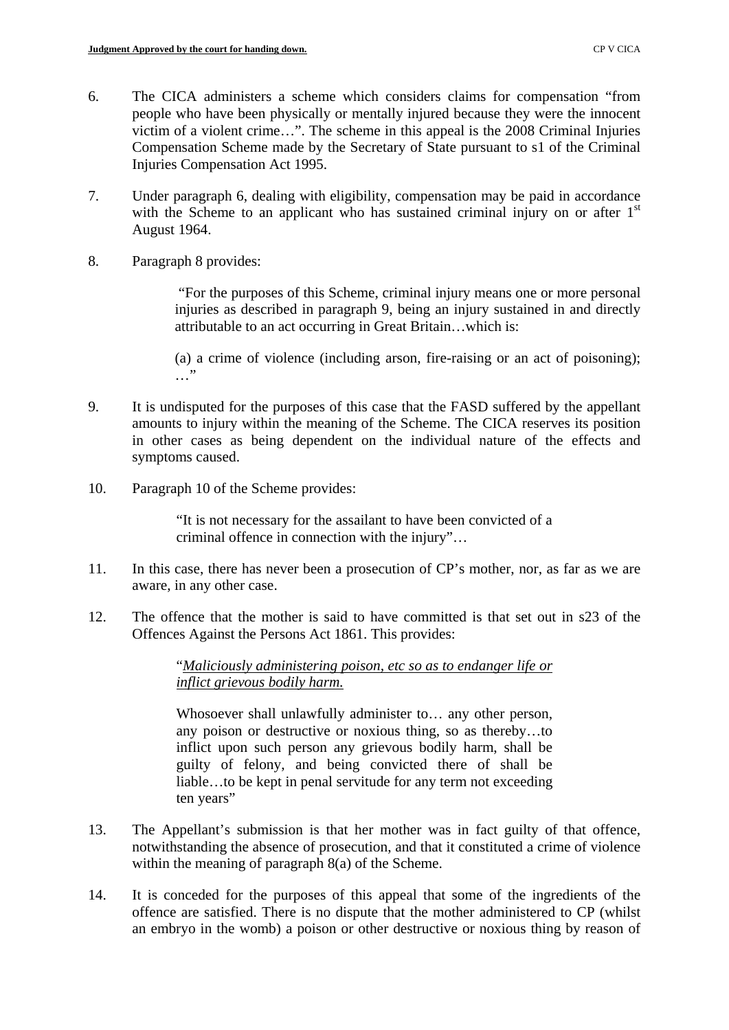6. The CICA administers a scheme which considers claims for compensation "from people who have been physically or mentally injured because they were the innocent victim of a violent crime…". The scheme in this appeal is the 2008 Criminal Injuries Compensation Scheme made by the Secretary of State pursuant to s1 of the Criminal Injuries Compensation Act 1995.

7. Under paragraph 6, dealing with eligibility, compensation may be paid in accordance with the Scheme to an applicant who has sustained criminal injury on or after 1st August 1964.

8. Paragraph 8 provides:

> "For the purposes of this Scheme, criminal injury means one or more personal injuries as described in paragraph 9, being an injury sustained in and directly attributable to an act occurring in Great Britain…which is:
>
> (a) a crime of violence (including arson, fire-raising or an act of poisoning); …"

9. It is undisputed for the purposes of this case that the FASD suffered by the appellant amounts to injury within the meaning of the Scheme. The CICA reserves its position in other cases as being dependent on the individual nature of the effects and symptoms caused.

10. Paragraph 10 of the Scheme provides:

> "It is not necessary for the assailant to have been convicted of a criminal offence in connection with the injury"…

11. In this case, there has never been a prosecution of CP's mother, nor, as far as we are aware, in any other case.

12. The offence that the mother is said to have committed is that set out in s23 of the Offences Against the Persons Act 1861. This provides:

> "*Maliciously administering poison, etc so as to endanger life or inflict grievous bodily harm.*
>
> Whosoever shall unlawfully administer to… any other person, any poison or destructive or noxious thing, so as thereby…to inflict upon such person any grievous bodily harm, shall be guilty of felony, and being convicted there of shall be liable…to be kept in penal servitude for any term not exceeding ten years"

13. The Appellant's submission is that her mother was in fact guilty of that offence, notwithstanding the absence of prosecution, and that it constituted a crime of violence within the meaning of paragraph 8(a) of the Scheme.

14. It is conceded for the purposes of this appeal that some of the ingredients of the offence are satisfied. There is no dispute that the mother administered to CP (whilst an embryo in the womb) a poison or other destructive or noxious thing by reason of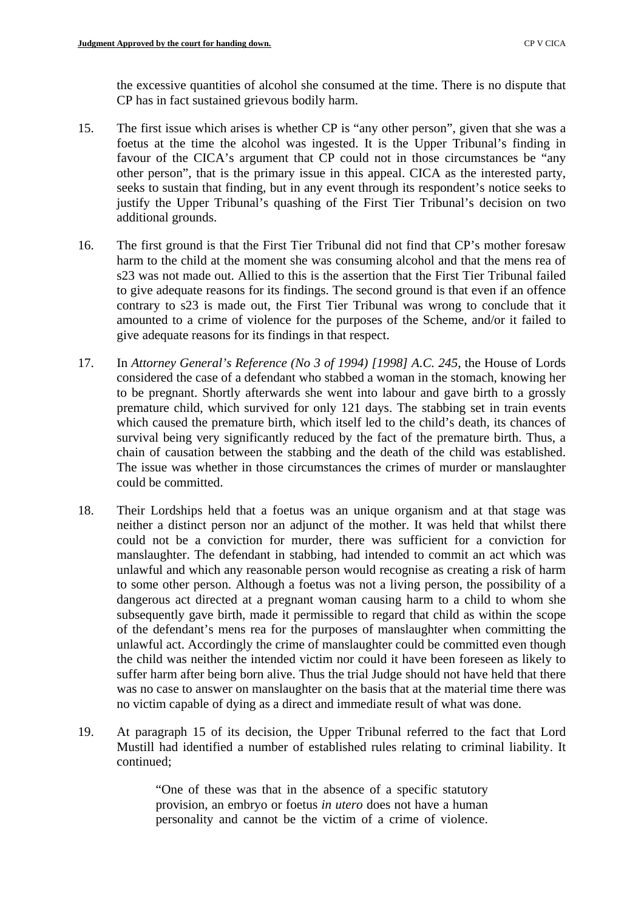the excessive quantities of alcohol she consumed at the time. There is no dispute that CP has in fact sustained grievous bodily harm.

15. The first issue which arises is whether CP is "any other person", given that she was a foetus at the time the alcohol was ingested. It is the Upper Tribunal's finding in favour of the CICA's argument that CP could not in those circumstances be "any other person", that is the primary issue in this appeal. CICA as the interested party, seeks to sustain that finding, but in any event through its respondent's notice seeks to justify the Upper Tribunal's quashing of the First Tier Tribunal's decision on two additional grounds.

16. The first ground is that the First Tier Tribunal did not find that CP's mother foresaw harm to the child at the moment she was consuming alcohol and that the mens rea of s23 was not made out. Allied to this is the assertion that the First Tier Tribunal failed to give adequate reasons for its findings. The second ground is that even if an offence contrary to s23 is made out, the First Tier Tribunal was wrong to conclude that it amounted to a crime of violence for the purposes of the Scheme, and/or it failed to give adequate reasons for its findings in that respect.

17. In *Attorney General's Reference (No 3 of 1994) [1998] A.C. 245*, the House of Lords considered the case of a defendant who stabbed a woman in the stomach, knowing her to be pregnant. Shortly afterwards she went into labour and gave birth to a grossly premature child, which survived for only 121 days. The stabbing set in train events which caused the premature birth, which itself led to the child's death, its chances of survival being very significantly reduced by the fact of the premature birth. Thus, a chain of causation between the stabbing and the death of the child was established. The issue was whether in those circumstances the crimes of murder or manslaughter could be committed.

18. Their Lordships held that a foetus was an unique organism and at that stage was neither a distinct person nor an adjunct of the mother. It was held that whilst there could not be a conviction for murder, there was sufficient for a conviction for manslaughter. The defendant in stabbing, had intended to commit an act which was unlawful and which any reasonable person would recognise as creating a risk of harm to some other person. Although a foetus was not a living person, the possibility of a dangerous act directed at a pregnant woman causing harm to a child to whom she subsequently gave birth, made it permissible to regard that child as within the scope of the defendant's mens rea for the purposes of manslaughter when committing the unlawful act. Accordingly the crime of manslaughter could be committed even though the child was neither the intended victim nor could it have been foreseen as likely to suffer harm after being born alive. Thus the trial Judge should not have held that there was no case to answer on manslaughter on the basis that at the material time there was no victim capable of dying as a direct and immediate result of what was done.

19. At paragraph 15 of its decision, the Upper Tribunal referred to the fact that Lord Mustill had identified a number of established rules relating to criminal liability. It continued;

> "One of these was that in the absence of a specific statutory provision, an embryo or foetus *in utero* does not have a human personality and cannot be the victim of a crime of violence.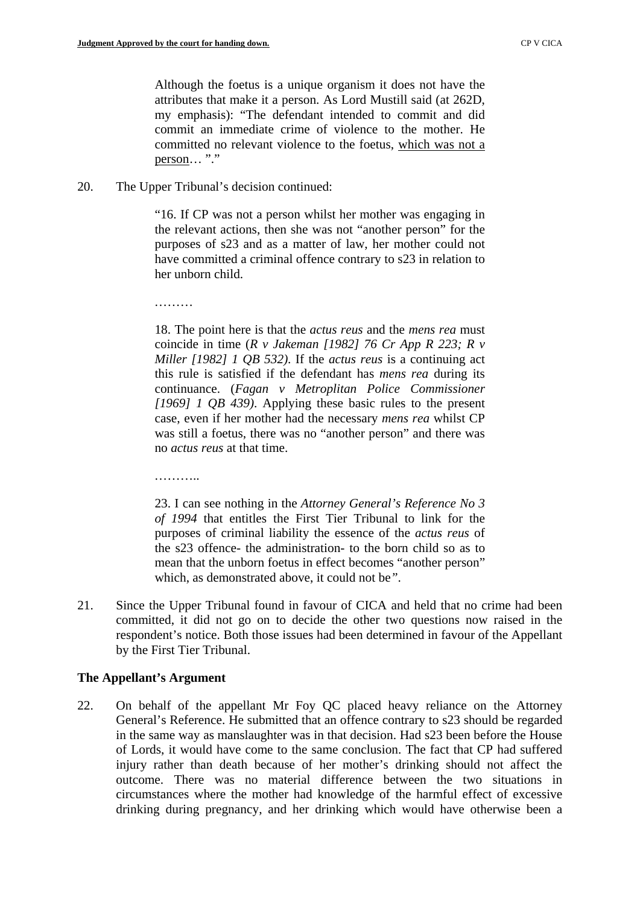> Although the foetus is a unique organism it does not have the attributes that make it a person. As Lord Mustill said (at 262D, my emphasis): "The defendant intended to commit and did commit an immediate crime of violence to the mother. He committed no relevant violence to the foetus, <u>which was not a person</u>… "."

20. The Upper Tribunal's decision continued:

> "16. If CP was not a person whilst her mother was engaging in the relevant actions, then she was not "another person" for the purposes of s23 and as a matter of law, her mother could not have committed a criminal offence contrary to s23 in relation to her unborn child.
>
> ………
>
> 18. The point here is that the *actus reus* and the *mens rea* must coincide in time (*R v Jakeman [1982] 76 Cr App R 223; R v Miller [1982] 1 QB 532)*. If the *actus reus* is a continuing act this rule is satisfied if the defendant has *mens rea* during its continuance. (*Fagan v Metroplitan Police Commissioner [1969] 1 QB 439)*. Applying these basic rules to the present case, even if her mother had the necessary *mens rea* whilst CP was still a foetus, there was no "another person" and there was no *actus reus* at that time.
>
> ………..
>
> 23. I can see nothing in the *Attorney General's Reference No 3 of 1994* that entitles the First Tier Tribunal to link for the purposes of criminal liability the essence of the *actus reus* of the s23 offence- the administration- to the born child so as to mean that the unborn foetus in effect becomes "another person" which, as demonstrated above, it could not be*"*.

21. Since the Upper Tribunal found in favour of CICA and held that no crime had been committed, it did not go on to decide the other two questions now raised in the respondent's notice. Both those issues had been determined in favour of the Appellant by the First Tier Tribunal.

**The Appellant's Argument**

22. On behalf of the appellant Mr Foy QC placed heavy reliance on the Attorney General's Reference. He submitted that an offence contrary to s23 should be regarded in the same way as manslaughter was in that decision. Had s23 been before the House of Lords, it would have come to the same conclusion. The fact that CP had suffered injury rather than death because of her mother's drinking should not affect the outcome. There was no material difference between the two situations in circumstances where the mother had knowledge of the harmful effect of excessive drinking during pregnancy, and her drinking which would have otherwise been a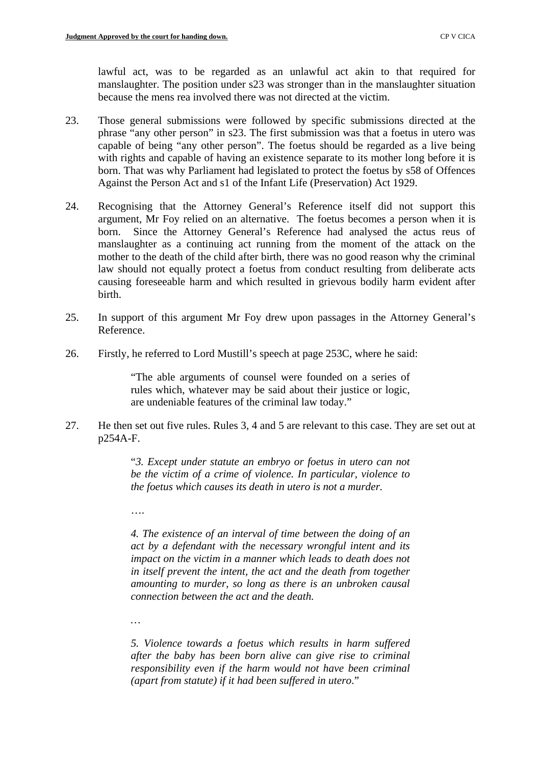lawful act, was to be regarded as an unlawful act akin to that required for manslaughter. The position under s23 was stronger than in the manslaughter situation because the mens rea involved there was not directed at the victim.

23. Those general submissions were followed by specific submissions directed at the phrase "any other person" in s23. The first submission was that a foetus in utero was capable of being "any other person". The foetus should be regarded as a live being with rights and capable of having an existence separate to its mother long before it is born. That was why Parliament had legislated to protect the foetus by s58 of Offences Against the Person Act and s1 of the Infant Life (Preservation) Act 1929.

24. Recognising that the Attorney General's Reference itself did not support this argument, Mr Foy relied on an alternative. The foetus becomes a person when it is born. Since the Attorney General's Reference had analysed the actus reus of manslaughter as a continuing act running from the moment of the attack on the mother to the death of the child after birth, there was no good reason why the criminal law should not equally protect a foetus from conduct resulting from deliberate acts causing foreseeable harm and which resulted in grievous bodily harm evident after birth.

25. In support of this argument Mr Foy drew upon passages in the Attorney General's Reference.

26. Firstly, he referred to Lord Mustill's speech at page 253C, where he said:

> "The able arguments of counsel were founded on a series of rules which, whatever may be said about their justice or logic, are undeniable features of the criminal law today."

27. He then set out five rules. Rules 3, 4 and 5 are relevant to this case. They are set out at p254A-F.

> "*3. Except under statute an embryo or foetus in utero can not be the victim of a crime of violence. In particular, violence to the foetus which causes its death in utero is not a murder.*
>
> ….
>
> *4. The existence of an interval of time between the doing of an act by a defendant with the necessary wrongful intent and its impact on the victim in a manner which leads to death does not in itself prevent the intent, the act and the death from together amounting to murder, so long as there is an unbroken causal connection between the act and the death.*
>
> …
>
> *5. Violence towards a foetus which results in harm suffered after the baby has been born alive can give rise to criminal responsibility even if the harm would not have been criminal (apart from statute) if it had been suffered in utero.*"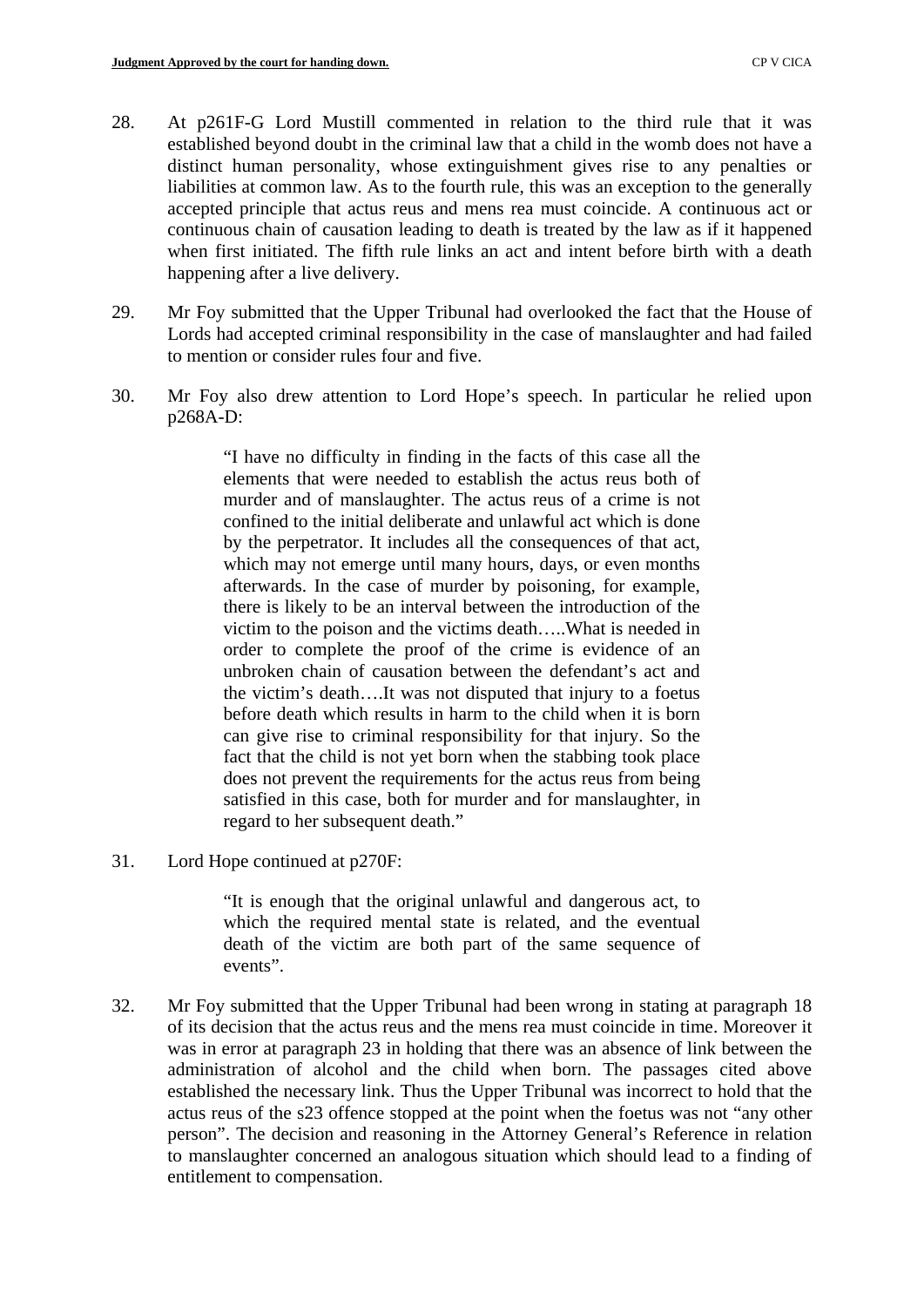28. At p261F-G Lord Mustill commented in relation to the third rule that it was established beyond doubt in the criminal law that a child in the womb does not have a distinct human personality, whose extinguishment gives rise to any penalties or liabilities at common law. As to the fourth rule, this was an exception to the generally accepted principle that actus reus and mens rea must coincide. A continuous act or continuous chain of causation leading to death is treated by the law as if it happened when first initiated. The fifth rule links an act and intent before birth with a death happening after a live delivery.

29. Mr Foy submitted that the Upper Tribunal had overlooked the fact that the House of Lords had accepted criminal responsibility in the case of manslaughter and had failed to mention or consider rules four and five.

30. Mr Foy also drew attention to Lord Hope's speech. In particular he relied upon p268A-D:

> "I have no difficulty in finding in the facts of this case all the elements that were needed to establish the actus reus both of murder and of manslaughter. The actus reus of a crime is not confined to the initial deliberate and unlawful act which is done by the perpetrator. It includes all the consequences of that act, which may not emerge until many hours, days, or even months afterwards. In the case of murder by poisoning, for example, there is likely to be an interval between the introduction of the victim to the poison and the victims death…..What is needed in order to complete the proof of the crime is evidence of an unbroken chain of causation between the defendant's act and the victim's death….It was not disputed that injury to a foetus before death which results in harm to the child when it is born can give rise to criminal responsibility for that injury. So the fact that the child is not yet born when the stabbing took place does not prevent the requirements for the actus reus from being satisfied in this case, both for murder and for manslaughter, in regard to her subsequent death."

31. Lord Hope continued at p270F:

> "It is enough that the original unlawful and dangerous act, to which the required mental state is related, and the eventual death of the victim are both part of the same sequence of events".

32. Mr Foy submitted that the Upper Tribunal had been wrong in stating at paragraph 18 of its decision that the actus reus and the mens rea must coincide in time. Moreover it was in error at paragraph 23 in holding that there was an absence of link between the administration of alcohol and the child when born. The passages cited above established the necessary link. Thus the Upper Tribunal was incorrect to hold that the actus reus of the s23 offence stopped at the point when the foetus was not "any other person". The decision and reasoning in the Attorney General's Reference in relation to manslaughter concerned an analogous situation which should lead to a finding of entitlement to compensation.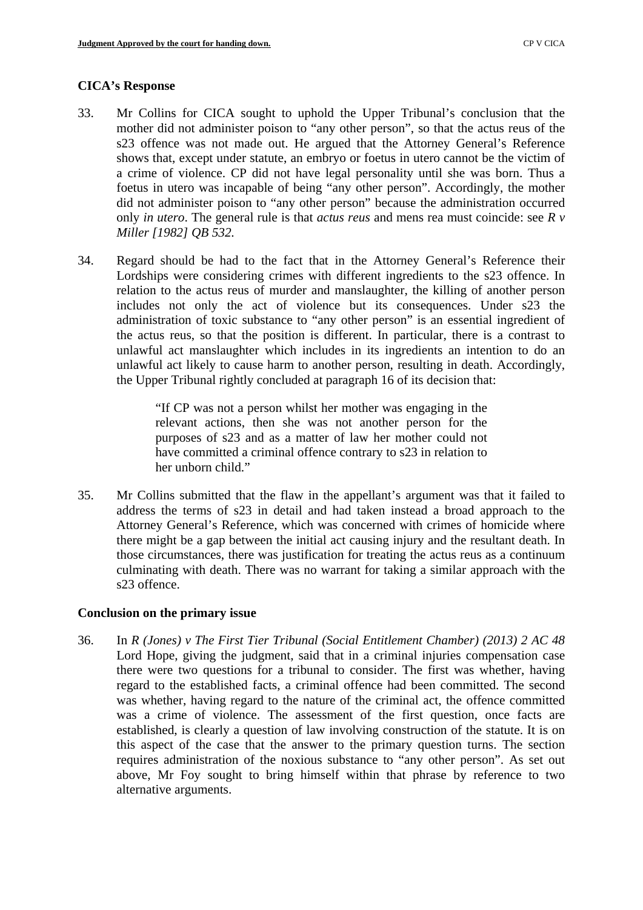## CICA's Response

33. Mr Collins for CICA sought to uphold the Upper Tribunal's conclusion that the mother did not administer poison to "any other person", so that the actus reus of the s23 offence was not made out. He argued that the Attorney General's Reference shows that, except under statute, an embryo or foetus in utero cannot be the victim of a crime of violence. CP did not have legal personality until she was born. Thus a foetus in utero was incapable of being "any other person". Accordingly, the mother did not administer poison to "any other person" because the administration occurred only *in utero*. The general rule is that *actus reus* and mens rea must coincide: see *R v Miller [1982] QB 532*.

34. Regard should be had to the fact that in the Attorney General's Reference their Lordships were considering crimes with different ingredients to the s23 offence. In relation to the actus reus of murder and manslaughter, the killing of another person includes not only the act of violence but its consequences. Under s23 the administration of toxic substance to "any other person" is an essential ingredient of the actus reus, so that the position is different. In particular, there is a contrast to unlawful act manslaughter which includes in its ingredients an intention to do an unlawful act likely to cause harm to another person, resulting in death. Accordingly, the Upper Tribunal rightly concluded at paragraph 16 of its decision that:

> "If CP was not a person whilst her mother was engaging in the relevant actions, then she was not another person for the purposes of s23 and as a matter of law her mother could not have committed a criminal offence contrary to s23 in relation to her unborn child."

35. Mr Collins submitted that the flaw in the appellant's argument was that it failed to address the terms of s23 in detail and had taken instead a broad approach to the Attorney General's Reference, which was concerned with crimes of homicide where there might be a gap between the initial act causing injury and the resultant death. In those circumstances, there was justification for treating the actus reus as a continuum culminating with death. There was no warrant for taking a similar approach with the s23 offence.

## Conclusion on the primary issue

36. In *R (Jones) v The First Tier Tribunal (Social Entitlement Chamber) (2013) 2 AC 48* Lord Hope, giving the judgment, said that in a criminal injuries compensation case there were two questions for a tribunal to consider. The first was whether, having regard to the established facts, a criminal offence had been committed. The second was whether, having regard to the nature of the criminal act, the offence committed was a crime of violence. The assessment of the first question, once facts are established, is clearly a question of law involving construction of the statute. It is on this aspect of the case that the answer to the primary question turns. The section requires administration of the noxious substance to "any other person". As set out above, Mr Foy sought to bring himself within that phrase by reference to two alternative arguments.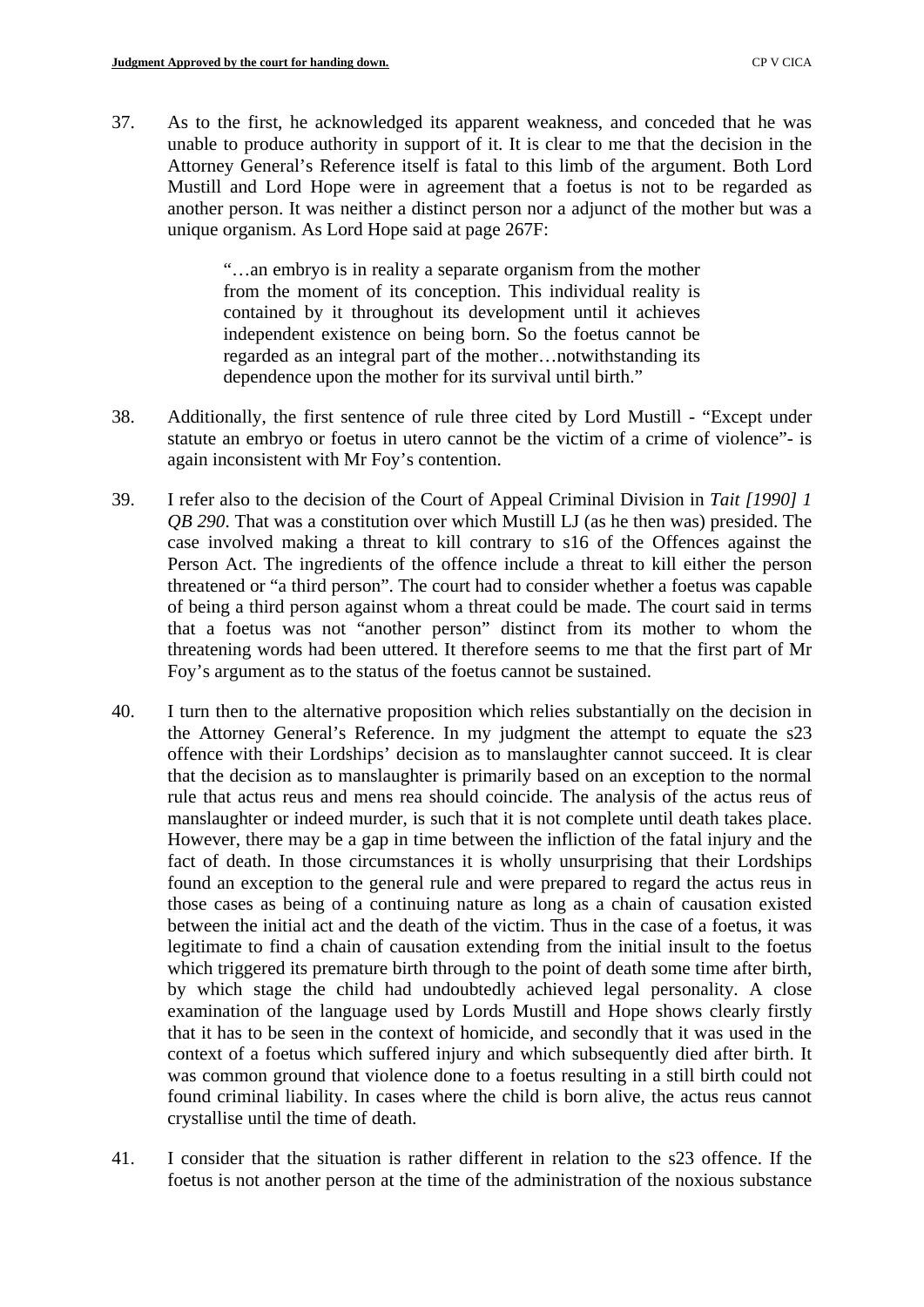37. As to the first, he acknowledged its apparent weakness, and conceded that he was unable to produce authority in support of it. It is clear to me that the decision in the Attorney General's Reference itself is fatal to this limb of the argument. Both Lord Mustill and Lord Hope were in agreement that a foetus is not to be regarded as another person. It was neither a distinct person nor a adjunct of the mother but was a unique organism. As Lord Hope said at page 267F:

> "…an embryo is in reality a separate organism from the mother from the moment of its conception. This individual reality is contained by it throughout its development until it achieves independent existence on being born. So the foetus cannot be regarded as an integral part of the mother…notwithstanding its dependence upon the mother for its survival until birth."

38. Additionally, the first sentence of rule three cited by Lord Mustill - "Except under statute an embryo or foetus in utero cannot be the victim of a crime of violence"- is again inconsistent with Mr Foy's contention.

39. I refer also to the decision of the Court of Appeal Criminal Division in *Tait [1990] 1 QB 290*. That was a constitution over which Mustill LJ (as he then was) presided. The case involved making a threat to kill contrary to s16 of the Offences against the Person Act. The ingredients of the offence include a threat to kill either the person threatened or "a third person". The court had to consider whether a foetus was capable of being a third person against whom a threat could be made. The court said in terms that a foetus was not "another person" distinct from its mother to whom the threatening words had been uttered. It therefore seems to me that the first part of Mr Foy's argument as to the status of the foetus cannot be sustained.

40. I turn then to the alternative proposition which relies substantially on the decision in the Attorney General's Reference. In my judgment the attempt to equate the s23 offence with their Lordships' decision as to manslaughter cannot succeed. It is clear that the decision as to manslaughter is primarily based on an exception to the normal rule that actus reus and mens rea should coincide. The analysis of the actus reus of manslaughter or indeed murder, is such that it is not complete until death takes place. However, there may be a gap in time between the infliction of the fatal injury and the fact of death. In those circumstances it is wholly unsurprising that their Lordships found an exception to the general rule and were prepared to regard the actus reus in those cases as being of a continuing nature as long as a chain of causation existed between the initial act and the death of the victim. Thus in the case of a foetus, it was legitimate to find a chain of causation extending from the initial insult to the foetus which triggered its premature birth through to the point of death some time after birth, by which stage the child had undoubtedly achieved legal personality. A close examination of the language used by Lords Mustill and Hope shows clearly firstly that it has to be seen in the context of homicide, and secondly that it was used in the context of a foetus which suffered injury and which subsequently died after birth. It was common ground that violence done to a foetus resulting in a still birth could not found criminal liability. In cases where the child is born alive, the actus reus cannot crystallise until the time of death.

41. I consider that the situation is rather different in relation to the s23 offence. If the foetus is not another person at the time of the administration of the noxious substance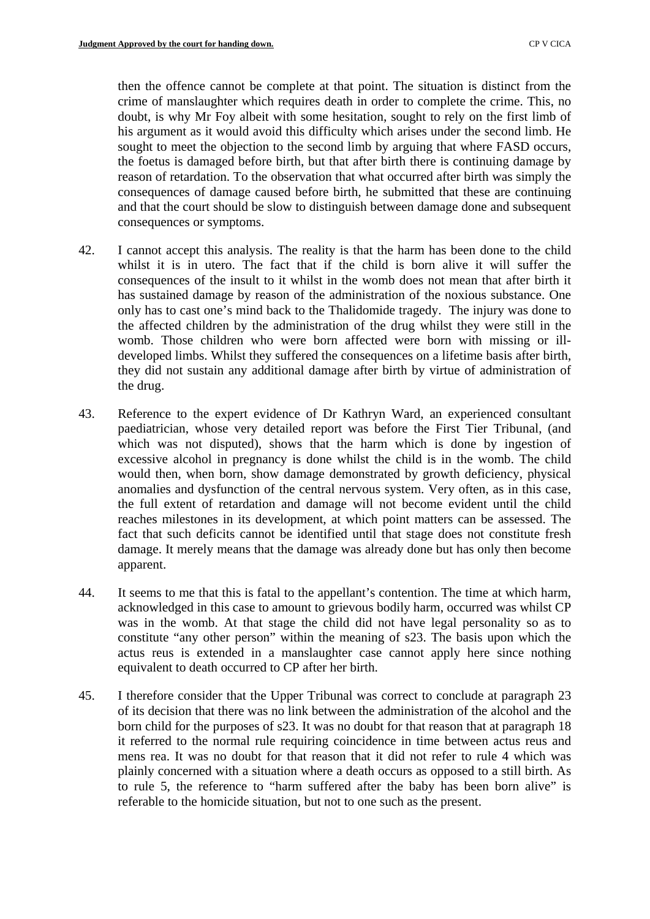then the offence cannot be complete at that point. The situation is distinct from the crime of manslaughter which requires death in order to complete the crime. This, no doubt, is why Mr Foy albeit with some hesitation, sought to rely on the first limb of his argument as it would avoid this difficulty which arises under the second limb. He sought to meet the objection to the second limb by arguing that where FASD occurs, the foetus is damaged before birth, but that after birth there is continuing damage by reason of retardation. To the observation that what occurred after birth was simply the consequences of damage caused before birth, he submitted that these are continuing and that the court should be slow to distinguish between damage done and subsequent consequences or symptoms.

42. I cannot accept this analysis. The reality is that the harm has been done to the child whilst it is in utero. The fact that if the child is born alive it will suffer the consequences of the insult to it whilst in the womb does not mean that after birth it has sustained damage by reason of the administration of the noxious substance. One only has to cast one's mind back to the Thalidomide tragedy. The injury was done to the affected children by the administration of the drug whilst they were still in the womb. Those children who were born affected were born with missing or ill-developed limbs. Whilst they suffered the consequences on a lifetime basis after birth, they did not sustain any additional damage after birth by virtue of administration of the drug.

43. Reference to the expert evidence of Dr Kathryn Ward, an experienced consultant paediatrician, whose very detailed report was before the First Tier Tribunal, (and which was not disputed), shows that the harm which is done by ingestion of excessive alcohol in pregnancy is done whilst the child is in the womb. The child would then, when born, show damage demonstrated by growth deficiency, physical anomalies and dysfunction of the central nervous system. Very often, as in this case, the full extent of retardation and damage will not become evident until the child reaches milestones in its development, at which point matters can be assessed. The fact that such deficits cannot be identified until that stage does not constitute fresh damage. It merely means that the damage was already done but has only then become apparent.

44. It seems to me that this is fatal to the appellant's contention. The time at which harm, acknowledged in this case to amount to grievous bodily harm, occurred was whilst CP was in the womb. At that stage the child did not have legal personality so as to constitute "any other person" within the meaning of s23. The basis upon which the actus reus is extended in a manslaughter case cannot apply here since nothing equivalent to death occurred to CP after her birth.

45. I therefore consider that the Upper Tribunal was correct to conclude at paragraph 23 of its decision that there was no link between the administration of the alcohol and the born child for the purposes of s23. It was no doubt for that reason that at paragraph 18 it referred to the normal rule requiring coincidence in time between actus reus and mens rea. It was no doubt for that reason that it did not refer to rule 4 which was plainly concerned with a situation where a death occurs as opposed to a still birth. As to rule 5, the reference to "harm suffered after the baby has been born alive" is referable to the homicide situation, but not to one such as the present.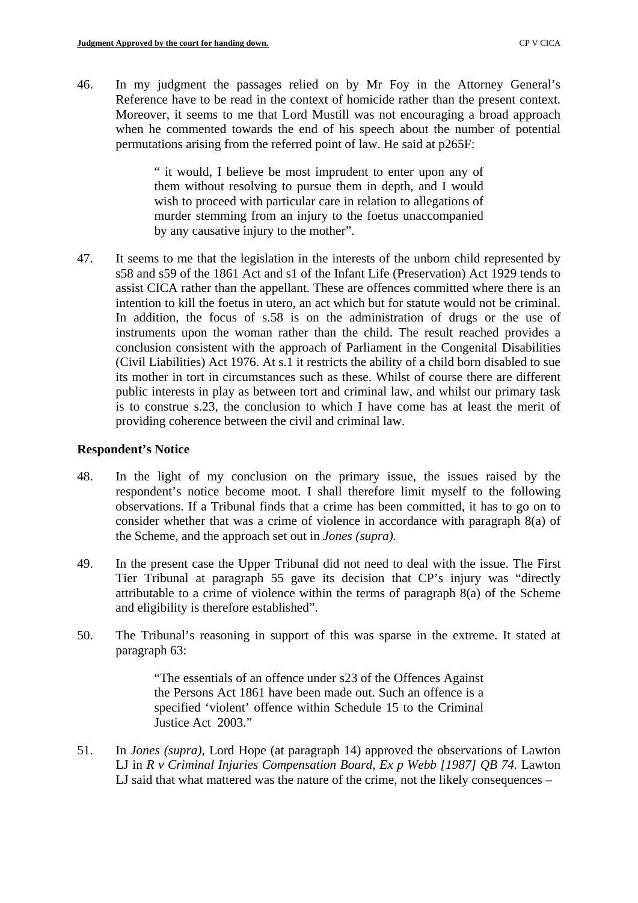46. In my judgment the passages relied on by Mr Foy in the Attorney General's Reference have to be read in the context of homicide rather than the present context. Moreover, it seems to me that Lord Mustill was not encouraging a broad approach when he commented towards the end of his speech about the number of potential permutations arising from the referred point of law. He said at p265F:

> " it would, I believe be most imprudent to enter upon any of them without resolving to pursue them in depth, and I would wish to proceed with particular care in relation to allegations of murder stemming from an injury to the foetus unaccompanied by any causative injury to the mother".

47. It seems to me that the legislation in the interests of the unborn child represented by s58 and s59 of the 1861 Act and s1 of the Infant Life (Preservation) Act 1929 tends to assist CICA rather than the appellant. These are offences committed where there is an intention to kill the foetus in utero, an act which but for statute would not be criminal. In addition, the focus of s.58 is on the administration of drugs or the use of instruments upon the woman rather than the child. The result reached provides a conclusion consistent with the approach of Parliament in the Congenital Disabilities (Civil Liabilities) Act 1976. At s.1 it restricts the ability of a child born disabled to sue its mother in tort in circumstances such as these. Whilst of course there are different public interests in play as between tort and criminal law, and whilst our primary task is to construe s.23, the conclusion to which I have come has at least the merit of providing coherence between the civil and criminal law.

**Respondent's Notice**

48. In the light of my conclusion on the primary issue, the issues raised by the respondent's notice become moot. I shall therefore limit myself to the following observations. If a Tribunal finds that a crime has been committed, it has to go on to consider whether that was a crime of violence in accordance with paragraph 8(a) of the Scheme, and the approach set out in *Jones (supra).*

49. In the present case the Upper Tribunal did not need to deal with the issue. The First Tier Tribunal at paragraph 55 gave its decision that CP's injury was "directly attributable to a crime of violence within the terms of paragraph 8(a) of the Scheme and eligibility is therefore established".

50. The Tribunal's reasoning in support of this was sparse in the extreme. It stated at paragraph 63:

> "The essentials of an offence under s23 of the Offences Against the Persons Act 1861 have been made out. Such an offence is a specified 'violent' offence within Schedule 15 to the Criminal Justice Act 2003."

51. In *Jones (supra),* Lord Hope (at paragraph 14) approved the observations of Lawton LJ in *R v Criminal Injuries Compensation Board, Ex p Webb [1987] QB 74.* Lawton LJ said that what mattered was the nature of the crime, not the likely consequences –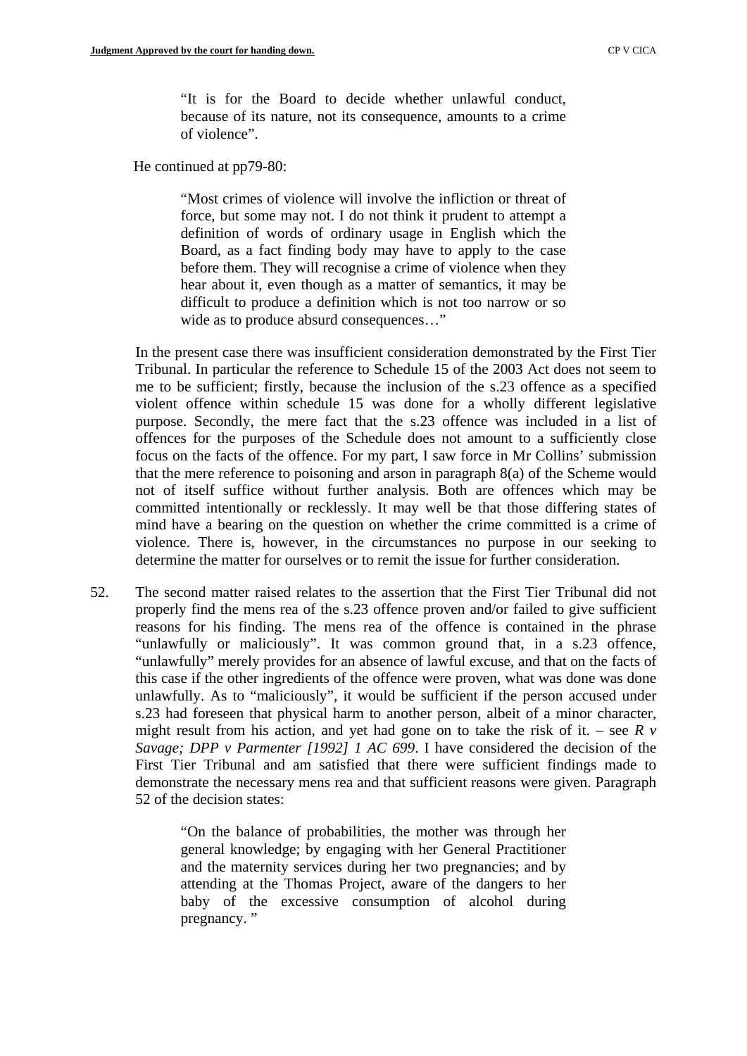> "It is for the Board to decide whether unlawful conduct, because of its nature, not its consequence, amounts to a crime of violence".

He continued at pp79-80:

> "Most crimes of violence will involve the infliction or threat of force, but some may not. I do not think it prudent to attempt a definition of words of ordinary usage in English which the Board, as a fact finding body may have to apply to the case before them. They will recognise a crime of violence when they hear about it, even though as a matter of semantics, it may be difficult to produce a definition which is not too narrow or so wide as to produce absurd consequences…"

In the present case there was insufficient consideration demonstrated by the First Tier Tribunal. In particular the reference to Schedule 15 of the 2003 Act does not seem to me to be sufficient; firstly, because the inclusion of the s.23 offence as a specified violent offence within schedule 15 was done for a wholly different legislative purpose. Secondly, the mere fact that the s.23 offence was included in a list of offences for the purposes of the Schedule does not amount to a sufficiently close focus on the facts of the offence. For my part, I saw force in Mr Collins' submission that the mere reference to poisoning and arson in paragraph 8(a) of the Scheme would not of itself suffice without further analysis. Both are offences which may be committed intentionally or recklessly. It may well be that those differing states of mind have a bearing on the question on whether the crime committed is a crime of violence. There is, however, in the circumstances no purpose in our seeking to determine the matter for ourselves or to remit the issue for further consideration.

52. The second matter raised relates to the assertion that the First Tier Tribunal did not properly find the mens rea of the s.23 offence proven and/or failed to give sufficient reasons for his finding. The mens rea of the offence is contained in the phrase "unlawfully or maliciously". It was common ground that, in a s.23 offence, "unlawfully" merely provides for an absence of lawful excuse, and that on the facts of this case if the other ingredients of the offence were proven, what was done was done unlawfully. As to "maliciously", it would be sufficient if the person accused under s.23 had foreseen that physical harm to another person, albeit of a minor character, might result from his action, and yet had gone on to take the risk of it. – see *R v Savage; DPP v Parmenter [1992] 1 AC 699*. I have considered the decision of the First Tier Tribunal and am satisfied that there were sufficient findings made to demonstrate the necessary mens rea and that sufficient reasons were given. Paragraph 52 of the decision states:

> "On the balance of probabilities, the mother was through her general knowledge; by engaging with her General Practitioner and the maternity services during her two pregnancies; and by attending at the Thomas Project, aware of the dangers to her baby of the excessive consumption of alcohol during pregnancy. "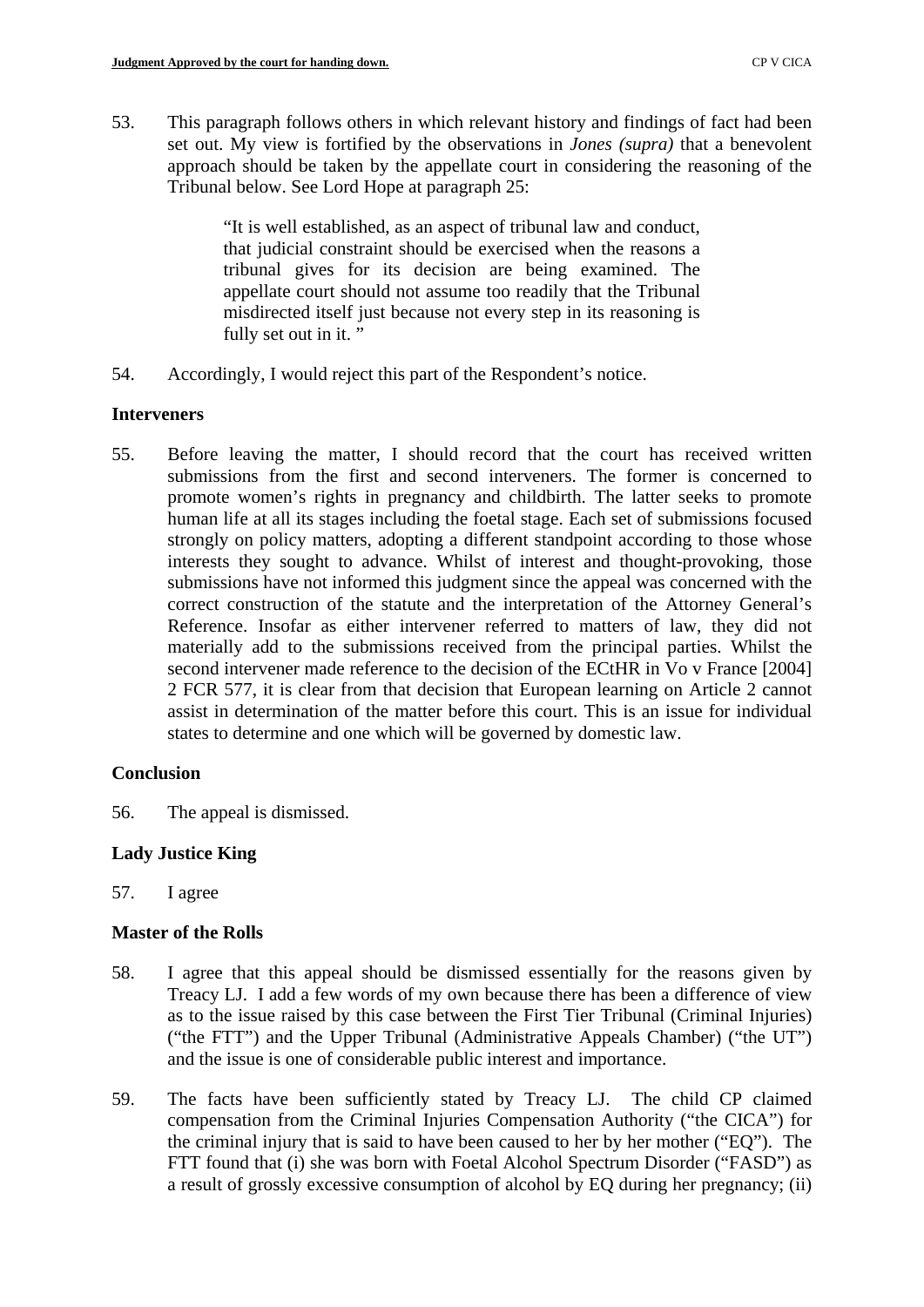53. This paragraph follows others in which relevant history and findings of fact had been set out. My view is fortified by the observations in *Jones (supra)* that a benevolent approach should be taken by the appellate court in considering the reasoning of the Tribunal below. See Lord Hope at paragraph 25:

> "It is well established, as an aspect of tribunal law and conduct, that judicial constraint should be exercised when the reasons a tribunal gives for its decision are being examined. The appellate court should not assume too readily that the Tribunal misdirected itself just because not every step in its reasoning is fully set out in it. "

54. Accordingly, I would reject this part of the Respondent's notice.

**Interveners**

55. Before leaving the matter, I should record that the court has received written submissions from the first and second interveners. The former is concerned to promote women's rights in pregnancy and childbirth. The latter seeks to promote human life at all its stages including the foetal stage. Each set of submissions focused strongly on policy matters, adopting a different standpoint according to those whose interests they sought to advance. Whilst of interest and thought-provoking, those submissions have not informed this judgment since the appeal was concerned with the correct construction of the statute and the interpretation of the Attorney General's Reference. Insofar as either intervener referred to matters of law, they did not materially add to the submissions received from the principal parties. Whilst the second intervener made reference to the decision of the ECtHR in Vo v France [2004] 2 FCR 577, it is clear from that decision that European learning on Article 2 cannot assist in determination of the matter before this court. This is an issue for individual states to determine and one which will be governed by domestic law.

**Conclusion**

56. The appeal is dismissed.

**Lady Justice King**

57. I agree

**Master of the Rolls**

58. I agree that this appeal should be dismissed essentially for the reasons given by Treacy LJ. I add a few words of my own because there has been a difference of view as to the issue raised by this case between the First Tier Tribunal (Criminal Injuries) ("the FTT") and the Upper Tribunal (Administrative Appeals Chamber) ("the UT") and the issue is one of considerable public interest and importance.

59. The facts have been sufficiently stated by Treacy LJ. The child CP claimed compensation from the Criminal Injuries Compensation Authority ("the CICA") for the criminal injury that is said to have been caused to her by her mother ("EQ"). The FTT found that (i) she was born with Foetal Alcohol Spectrum Disorder ("FASD") as a result of grossly excessive consumption of alcohol by EQ during her pregnancy; (ii)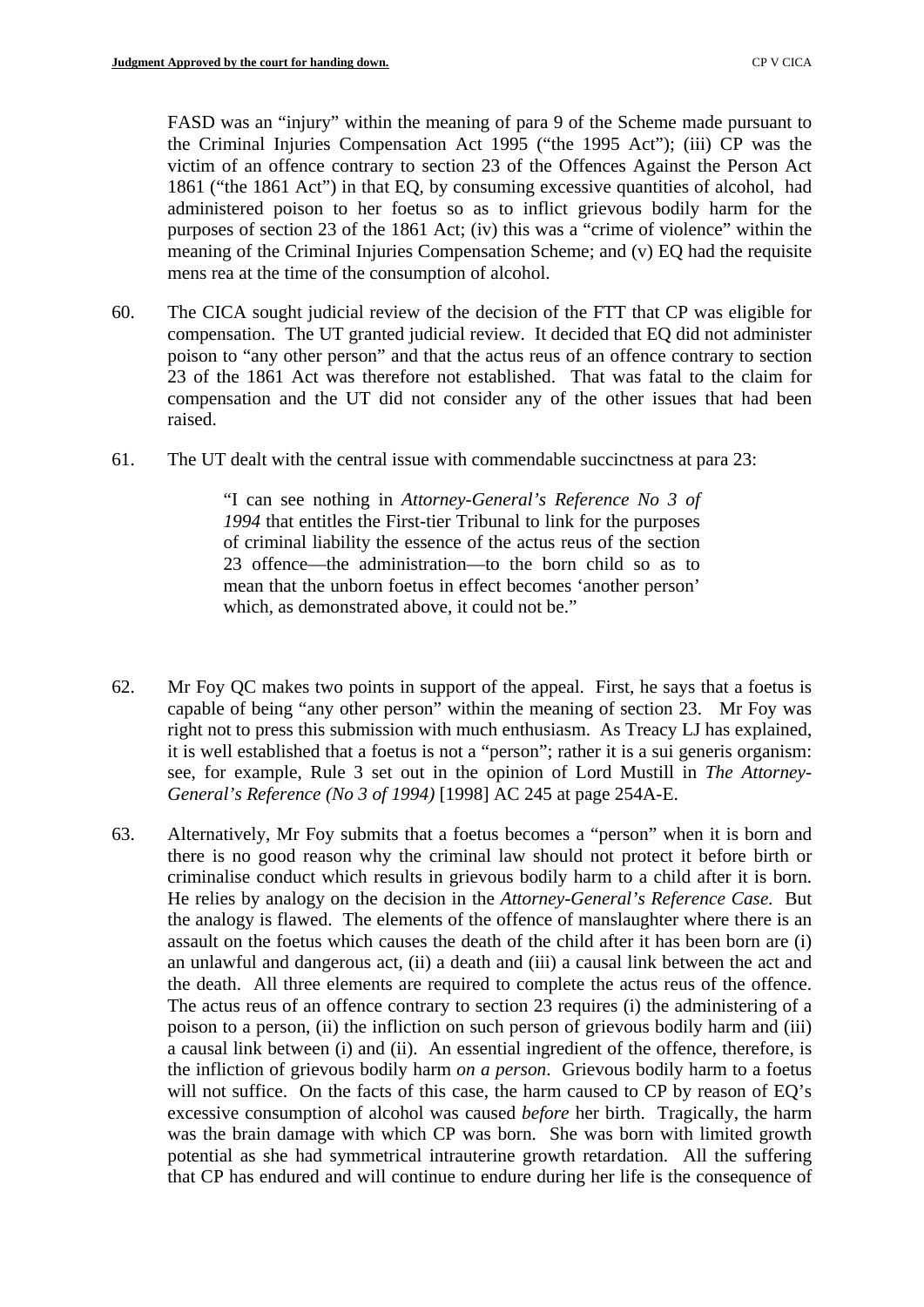FASD was an "injury" within the meaning of para 9 of the Scheme made pursuant to the Criminal Injuries Compensation Act 1995 ("the 1995 Act"); (iii) CP was the victim of an offence contrary to section 23 of the Offences Against the Person Act 1861 ("the 1861 Act") in that EQ, by consuming excessive quantities of alcohol, had administered poison to her foetus so as to inflict grievous bodily harm for the purposes of section 23 of the 1861 Act; (iv) this was a "crime of violence" within the meaning of the Criminal Injuries Compensation Scheme; and (v) EQ had the requisite mens rea at the time of the consumption of alcohol.

60. The CICA sought judicial review of the decision of the FTT that CP was eligible for compensation. The UT granted judicial review. It decided that EQ did not administer poison to "any other person" and that the actus reus of an offence contrary to section 23 of the 1861 Act was therefore not established. That was fatal to the claim for compensation and the UT did not consider any of the other issues that had been raised.

61. The UT dealt with the central issue with commendable succinctness at para 23:

> "I can see nothing in *Attorney-General's Reference No 3 of 1994* that entitles the First-tier Tribunal to link for the purposes of criminal liability the essence of the actus reus of the section 23 offence—the administration—to the born child so as to mean that the unborn foetus in effect becomes 'another person' which, as demonstrated above, it could not be."

62. Mr Foy QC makes two points in support of the appeal. First, he says that a foetus is capable of being "any other person" within the meaning of section 23. Mr Foy was right not to press this submission with much enthusiasm. As Treacy LJ has explained, it is well established that a foetus is not a "person"; rather it is a sui generis organism: see, for example, Rule 3 set out in the opinion of Lord Mustill in *The Attorney-General's Reference (No 3 of 1994)* [1998] AC 245 at page 254A-E.

63. Alternatively, Mr Foy submits that a foetus becomes a "person" when it is born and there is no good reason why the criminal law should not protect it before birth or criminalise conduct which results in grievous bodily harm to a child after it is born. He relies by analogy on the decision in the *Attorney-General's Reference Case.* But the analogy is flawed. The elements of the offence of manslaughter where there is an assault on the foetus which causes the death of the child after it has been born are (i) an unlawful and dangerous act, (ii) a death and (iii) a causal link between the act and the death. All three elements are required to complete the actus reus of the offence. The actus reus of an offence contrary to section 23 requires (i) the administering of a poison to a person, (ii) the infliction on such person of grievous bodily harm and (iii) a causal link between (i) and (ii). An essential ingredient of the offence, therefore, is the infliction of grievous bodily harm *on a person*. Grievous bodily harm to a foetus will not suffice. On the facts of this case, the harm caused to CP by reason of EQ's excessive consumption of alcohol was caused *before* her birth. Tragically, the harm was the brain damage with which CP was born. She was born with limited growth potential as she had symmetrical intrauterine growth retardation. All the suffering that CP has endured and will continue to endure during her life is the consequence of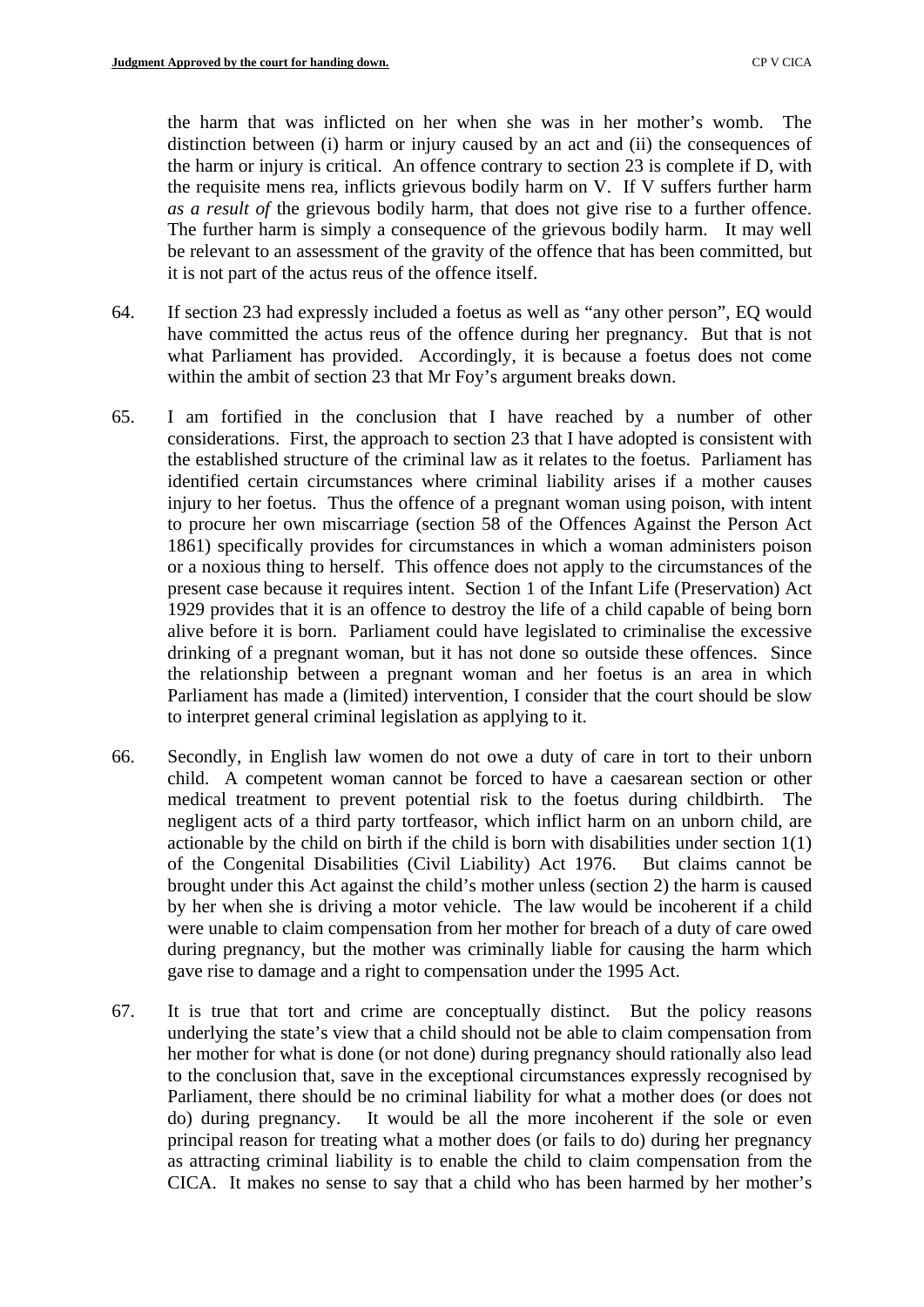the harm that was inflicted on her when she was in her mother's womb. The distinction between (i) harm or injury caused by an act and (ii) the consequences of the harm or injury is critical. An offence contrary to section 23 is complete if D, with the requisite mens rea, inflicts grievous bodily harm on V. If V suffers further harm *as a result of* the grievous bodily harm, that does not give rise to a further offence. The further harm is simply a consequence of the grievous bodily harm. It may well be relevant to an assessment of the gravity of the offence that has been committed, but it is not part of the actus reus of the offence itself.

64. If section 23 had expressly included a foetus as well as "any other person", EQ would have committed the actus reus of the offence during her pregnancy. But that is not what Parliament has provided. Accordingly, it is because a foetus does not come within the ambit of section 23 that Mr Foy's argument breaks down.

65. I am fortified in the conclusion that I have reached by a number of other considerations. First, the approach to section 23 that I have adopted is consistent with the established structure of the criminal law as it relates to the foetus. Parliament has identified certain circumstances where criminal liability arises if a mother causes injury to her foetus. Thus the offence of a pregnant woman using poison, with intent to procure her own miscarriage (section 58 of the Offences Against the Person Act 1861) specifically provides for circumstances in which a woman administers poison or a noxious thing to herself. This offence does not apply to the circumstances of the present case because it requires intent. Section 1 of the Infant Life (Preservation) Act 1929 provides that it is an offence to destroy the life of a child capable of being born alive before it is born. Parliament could have legislated to criminalise the excessive drinking of a pregnant woman, but it has not done so outside these offences. Since the relationship between a pregnant woman and her foetus is an area in which Parliament has made a (limited) intervention, I consider that the court should be slow to interpret general criminal legislation as applying to it.

66. Secondly, in English law women do not owe a duty of care in tort to their unborn child. A competent woman cannot be forced to have a caesarean section or other medical treatment to prevent potential risk to the foetus during childbirth. The negligent acts of a third party tortfeasor, which inflict harm on an unborn child, are actionable by the child on birth if the child is born with disabilities under section 1(1) of the Congenital Disabilities (Civil Liability) Act 1976. But claims cannot be brought under this Act against the child's mother unless (section 2) the harm is caused by her when she is driving a motor vehicle. The law would be incoherent if a child were unable to claim compensation from her mother for breach of a duty of care owed during pregnancy, but the mother was criminally liable for causing the harm which gave rise to damage and a right to compensation under the 1995 Act.

67. It is true that tort and crime are conceptually distinct. But the policy reasons underlying the state's view that a child should not be able to claim compensation from her mother for what is done (or not done) during pregnancy should rationally also lead to the conclusion that, save in the exceptional circumstances expressly recognised by Parliament, there should be no criminal liability for what a mother does (or does not do) during pregnancy. It would be all the more incoherent if the sole or even principal reason for treating what a mother does (or fails to do) during her pregnancy as attracting criminal liability is to enable the child to claim compensation from the CICA. It makes no sense to say that a child who has been harmed by her mother's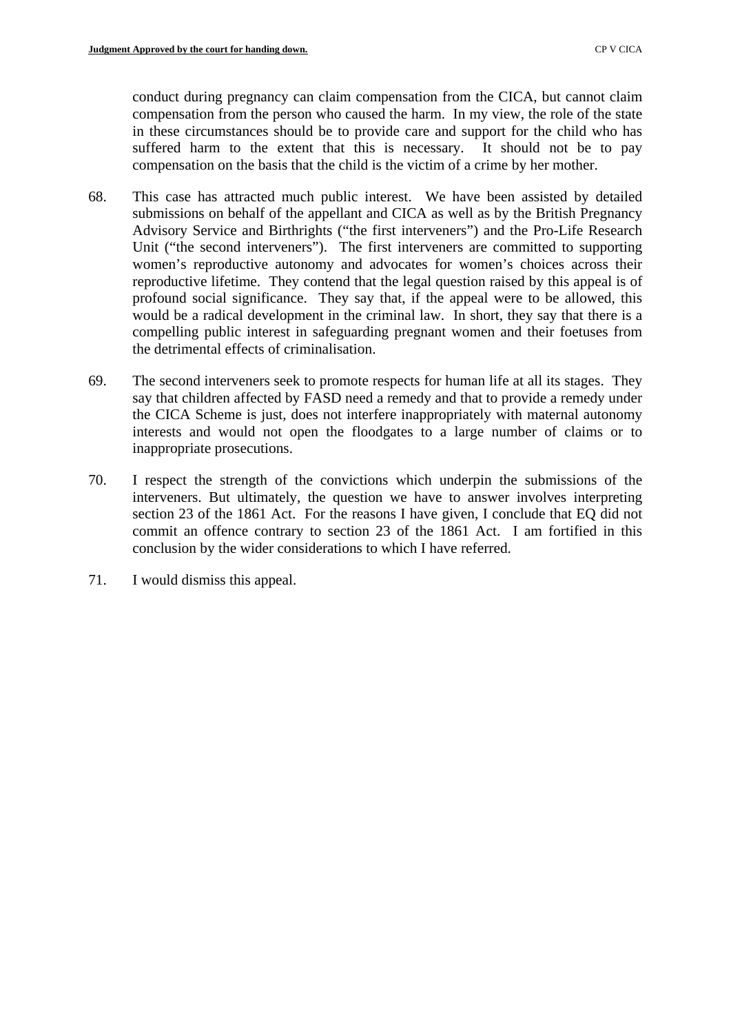conduct during pregnancy can claim compensation from the CICA, but cannot claim compensation from the person who caused the harm. In my view, the role of the state in these circumstances should be to provide care and support for the child who has suffered harm to the extent that this is necessary. It should not be to pay compensation on the basis that the child is the victim of a crime by her mother.

68. This case has attracted much public interest. We have been assisted by detailed submissions on behalf of the appellant and CICA as well as by the British Pregnancy Advisory Service and Birthrights ("the first interveners") and the Pro-Life Research Unit ("the second interveners"). The first interveners are committed to supporting women's reproductive autonomy and advocates for women's choices across their reproductive lifetime. They contend that the legal question raised by this appeal is of profound social significance. They say that, if the appeal were to be allowed, this would be a radical development in the criminal law. In short, they say that there is a compelling public interest in safeguarding pregnant women and their foetuses from the detrimental effects of criminalisation.

69. The second interveners seek to promote respects for human life at all its stages. They say that children affected by FASD need a remedy and that to provide a remedy under the CICA Scheme is just, does not interfere inappropriately with maternal autonomy interests and would not open the floodgates to a large number of claims or to inappropriate prosecutions.

70. I respect the strength of the convictions which underpin the submissions of the interveners. But ultimately, the question we have to answer involves interpreting section 23 of the 1861 Act. For the reasons I have given, I conclude that EQ did not commit an offence contrary to section 23 of the 1861 Act. I am fortified in this conclusion by the wider considerations to which I have referred.

71. I would dismiss this appeal.